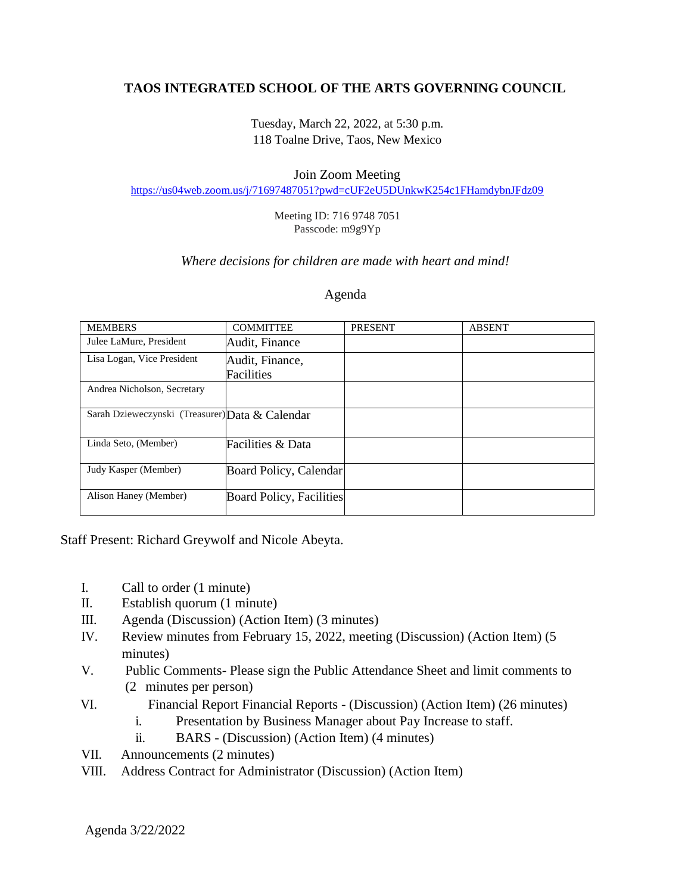**TAOS INTEGRATED SCHOOL OF THE ARTS GOVERNING COUNCIL**

Tuesday, March 22, 2022, at 5:30 p.m.
118 Toalne Drive, Taos, New Mexico

Join Zoom Meeting
https://us04web.zoom.us/j/71697487051?pwd=cUF2eU5DUnkwK254c1FHamdybnJFdz09

Meeting ID: 716 9748 7051
Passcode: m9g9Yp

*Where decisions for children are made with heart and mind!*

Agenda

| MEMBERS | COMMITTEE | PRESENT | ABSENT |
|---|---|---|---|
| Julee LaMure, President | Audit, Finance | | |
| Lisa Logan, Vice President | Audit, Finance, Facilities | | |
| Andrea Nicholson, Secretary | | | |
| Sarah Dzieweczynski (Treasurer) | Data & Calendar | | |
| Linda Seto, (Member) | Facilities & Data | | |
| Judy Kasper (Member) | Board Policy, Calendar | | |
| Alison Haney (Member) | Board Policy, Facilities | | |

Staff Present: Richard Greywolf and Nicole Abeyta.

I. Call to order (1 minute)
II. Establish quorum (1 minute)
III. Agenda (Discussion) (Action Item) (3 minutes)
IV. Review minutes from February 15, 2022, meeting (Discussion) (Action Item) (5 minutes)
V. Public Comments- Please sign the Public Attendance Sheet and limit comments to (2 minutes per person)
VI. Financial Report Financial Reports - (Discussion) (Action Item) (26 minutes)
   i. Presentation by Business Manager about Pay Increase to staff.
   ii. BARS - (Discussion) (Action Item) (4 minutes)
VII. Announcements (2 minutes)
VIII. Address Contract for Administrator (Discussion) (Action Item)

Agenda 3/22/2022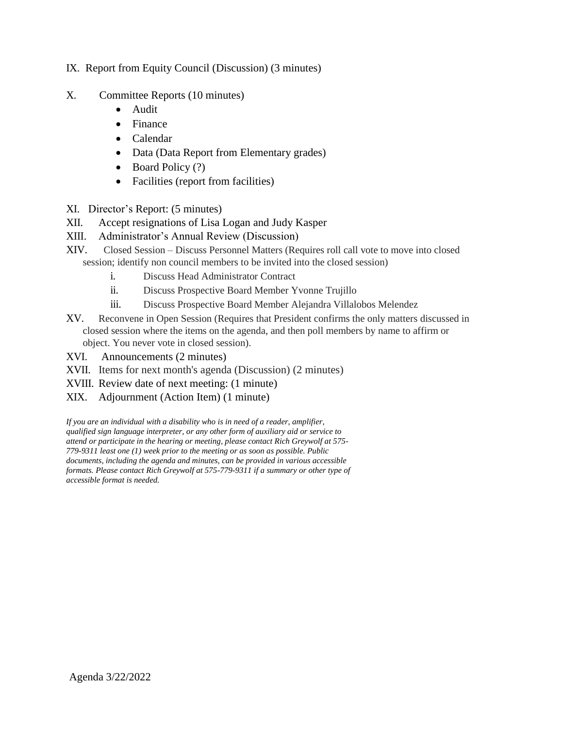IX. Report from Equity Council (Discussion) (3 minutes)

X. Committee Reports (10 minutes)

- Audit
- Finance
- Calendar
- Data (Data Report from Elementary grades)
- Board Policy (?)
- Facilities (report from facilities)

XI. Director's Report: (5 minutes)

XII. Accept resignations of Lisa Logan and Judy Kasper

XIII. Administrator's Annual Review (Discussion)

XIV. Closed Session – Discuss Personnel Matters (Requires roll call vote to move into closed session; identify non council members to be invited into the closed session)

  i. Discuss Head Administrator Contract
  ii. Discuss Prospective Board Member Yvonne Trujillo
  iii. Discuss Prospective Board Member Alejandra Villalobos Melendez

XV. Reconvene in Open Session (Requires that President confirms the only matters discussed in closed session where the items on the agenda, and then poll members by name to affirm or object. You never vote in closed session).

XVI. Announcements (2 minutes)

XVII. Items for next month's agenda (Discussion) (2 minutes)

XVIII. Review date of next meeting: (1 minute)

XIX. Adjournment (Action Item) (1 minute)

*If you are an individual with a disability who is in need of a reader, amplifier, qualified sign language interpreter, or any other form of auxiliary aid or service to attend or participate in the hearing or meeting, please contact Rich Greywolf at 575-779-9311 least one (1) week prior to the meeting or as soon as possible. Public documents, including the agenda and minutes, can be provided in various accessible formats. Please contact Rich Greywolf at 575-779-9311 if a summary or other type of accessible format is needed.*